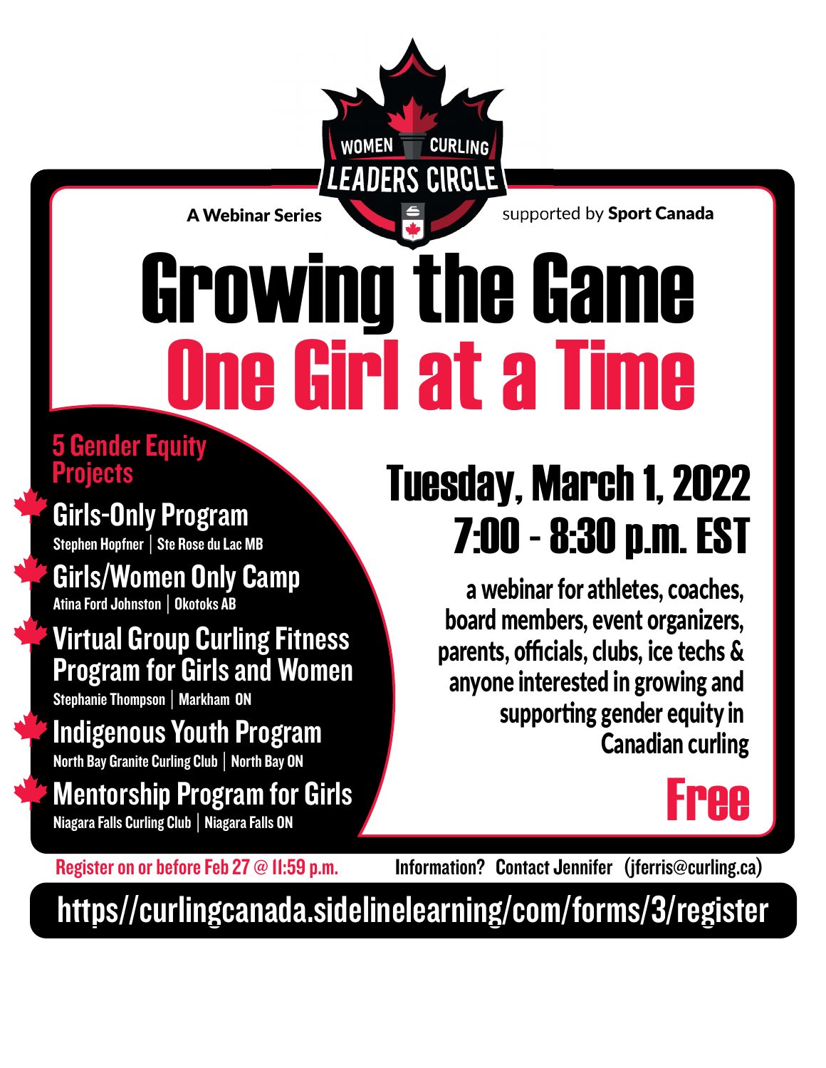WOMEN CURLING LEADERS CIRCLE

A Webinar Series

supported by **Sport Canada**

# Growing the Game
# One Girl at a Time

## 5 Gender Equity Projects

### Girls-Only Program
Stephen Hopfner | Ste Rose du Lac MB

### Girls/Women Only Camp
Atina Ford Johnston | Okotoks AB

### Virtual Group Curling Fitness Program for Girls and Women
Stephanie Thompson | Markham ON

### Indigenous Youth Program
North Bay Granite Curling Club | North Bay ON

### Mentorship Program for Girls
Niagara Falls Curling Club | Niagara Falls ON

## Tuesday, March 1, 2022
## 7:00 - 8:30 p.m. EST

a webinar for athletes, coaches, board members, event organizers, parents, officials, clubs, ice techs & anyone interested in growing and supporting gender equity in Canadian curling

## Free

Register on or before Feb 27 @ 11:59 p.m.

Information? Contact Jennifer (jferris@curling.ca)

https//curlingcanada.sidelinelearning/com/forms/3/register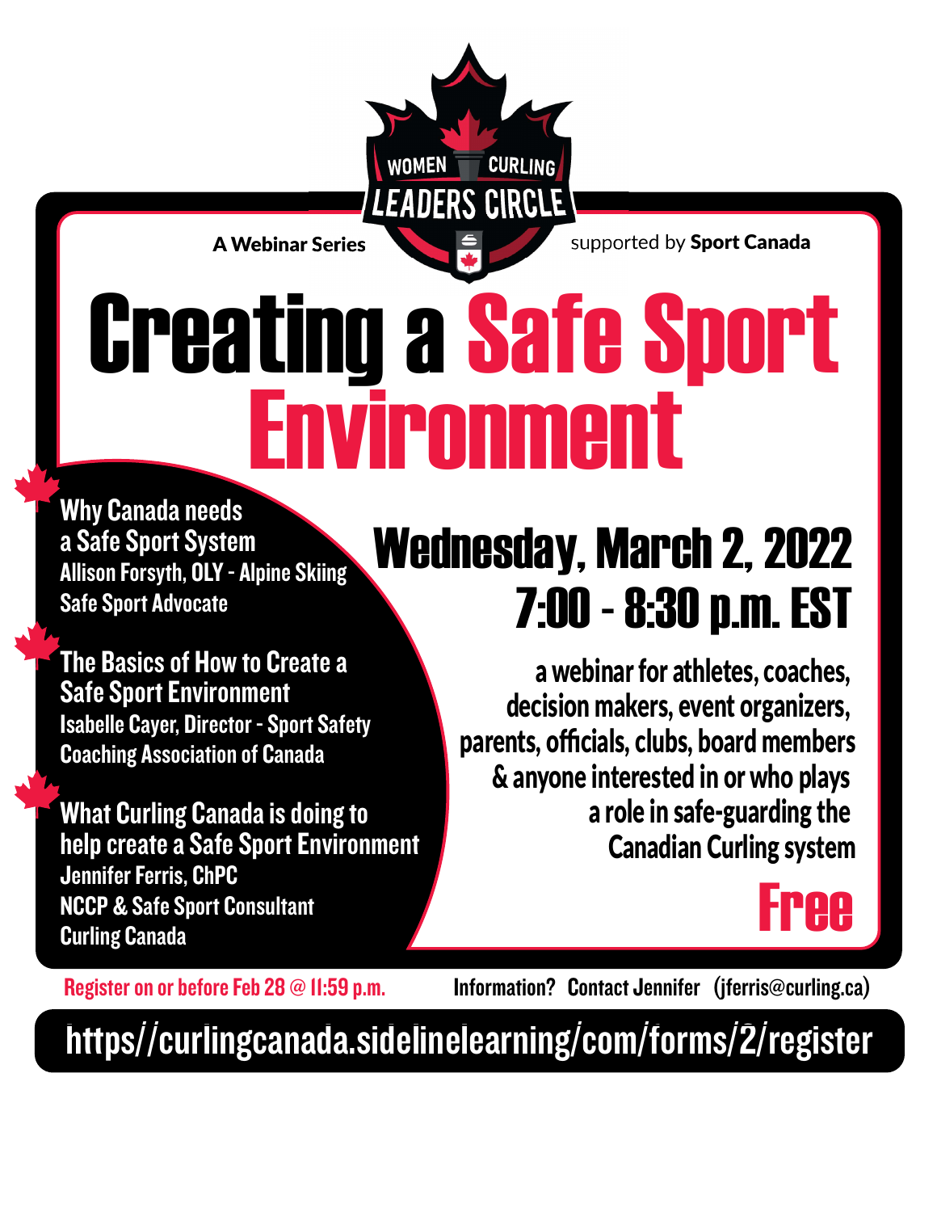WOMEN CURLING

LEADERS CIRCLE

A Webinar Series

supported by **Sport Canada**

# Creating a Safe Sport Environment

- **Why Canada needs a Safe Sport System**
  Allison Forsyth, OLY - Alpine Skiing
  Safe Sport Advocate
- **The Basics of How to Create a Safe Sport Environment**
  Isabelle Cayer, Director - Sport Safety
  Coaching Association of Canada
- **What Curling Canada is doing to help create a Safe Sport Environment**
  Jennifer Ferris, ChPC
  NCCP & Safe Sport Consultant
  Curling Canada

## Wednesday, March 2, 2022
## 7:00 - 8:30 p.m. EST

a webinar for athletes, coaches, decision makers, event organizers, parents, officials, clubs, board members & anyone interested in or who plays a role in safe-guarding the Canadian Curling system

**Free**

Register on or before Feb 28 @ 11:59 p.m.

Information? Contact Jennifer (jferris@curling.ca)

https//curlingcanada.sidelinelearning/com/forms/2/register